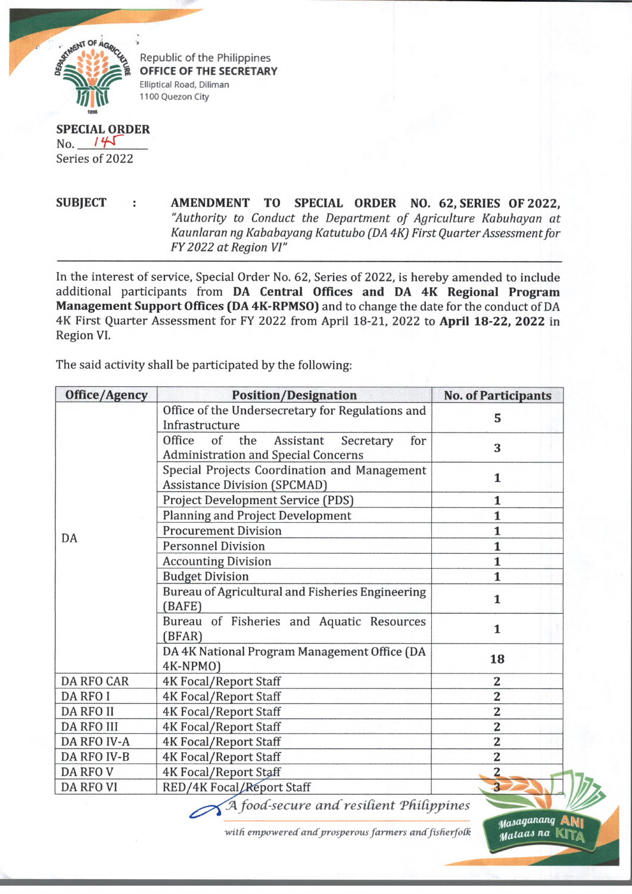Republic of the Philippines
**OFFICE OF THE SECRETARY**
Elliptical Road, Diliman
1100 Quezon City

**SPECIAL ORDER**
No. 145
Series of 2022

**SUBJECT : AMENDMENT TO SPECIAL ORDER NO. 62, SERIES OF 2022,** *"Authority to Conduct the Department of Agriculture Kabuhayan at Kaunlaran ng Kababayang Katutubo (DA 4K) First Quarter Assessment for FY 2022 at Region VI"*

---

In the interest of service, Special Order No. 62, Series of 2022, is hereby amended to include additional participants from **DA Central Offices and DA 4K Regional Program Management Support Offices (DA 4K-RPMSO)** and to change the date for the conduct of DA 4K First Quarter Assessment for FY 2022 from April 18-21, 2022 to **April 18-22, 2022** in Region VI.

The said activity shall be participated by the following:

| Office/Agency | Position/Designation | No. of Participants |
|---|---|---|
| DA | Office of the Undersecretary for Regulations and Infrastructure | 5 |
| | Office of the Assistant Secretary for Administration and Special Concerns | 3 |
| | Special Projects Coordination and Management Assistance Division (SPCMAD) | 1 |
| | Project Development Service (PDS) | 1 |
| | Planning and Project Development | 1 |
| | Procurement Division | 1 |
| | Personnel Division | 1 |
| | Accounting Division | 1 |
| | Budget Division | 1 |
| | Bureau of Agricultural and Fisheries Engineering (BAFE) | 1 |
| | Bureau of Fisheries and Aquatic Resources (BFAR) | 1 |
| | DA 4K National Program Management Office (DA 4K-NPMO) | 18 |
| DA RFO CAR | 4K Focal/Report Staff | 2 |
| DA RFO I | 4K Focal/Report Staff | 2 |
| DA RFO II | 4K Focal/Report Staff | 2 |
| DA RFO III | 4K Focal/Report Staff | 2 |
| DA RFO IV-A | 4K Focal/Report Staff | 2 |
| DA RFO IV-B | 4K Focal/Report Staff | 2 |
| DA RFO V | 4K Focal/Report Staff | 2 |
| DA RFO VI | RED/4K Focal/Report Staff | 3 |

*A food-secure and resilient Philippines*
*with empowered and prosperous farmers and fisherfolk*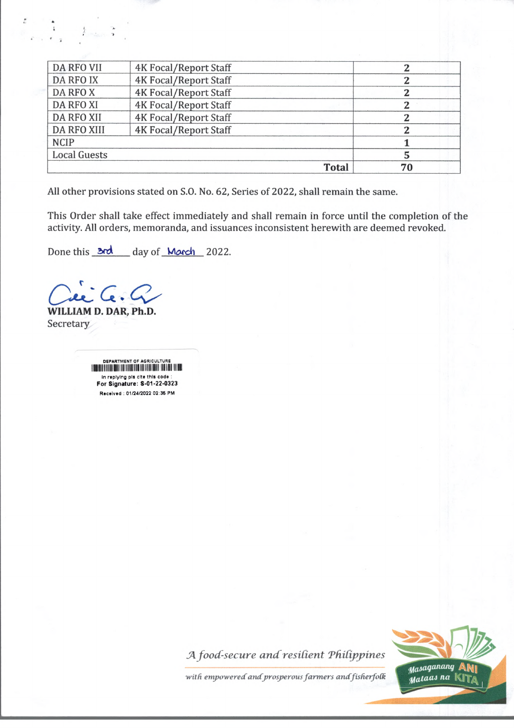| | | |
|---|---|---|
| DA RFO VII | 4K Focal/Report Staff | 2 |
| DA RFO IX | 4K Focal/Report Staff | 2 |
| DA RFO X | 4K Focal/Report Staff | 2 |
| DA RFO XI | 4K Focal/Report Staff | 2 |
| DA RFO XII | 4K Focal/Report Staff | 2 |
| DA RFO XIII | 4K Focal/Report Staff | 2 |
| NCIP | | 1 |
| Local Guests | | 5 |
| | **Total** | **70** |

All other provisions stated on S.O. No. 62, Series of 2022, shall remain the same.

This Order shall take effect immediately and shall remain in force until the completion of the activity. All orders, memoranda, and issuances inconsistent herewith are deemed revoked.

Done this 3rd day of March 2022.

**WILLIAM D. DAR, Ph.D.**
Secretary

DEPARTMENT OF AGRICULTURE
In replying pls cite this code :
For Signature: S-01-22-0323
Received : 01/24/2022 02:35 PM

*A food-secure and resilient Philippines with empowered and prosperous farmers and fisherfolk*

Masaganang ANI Mataas na KITA